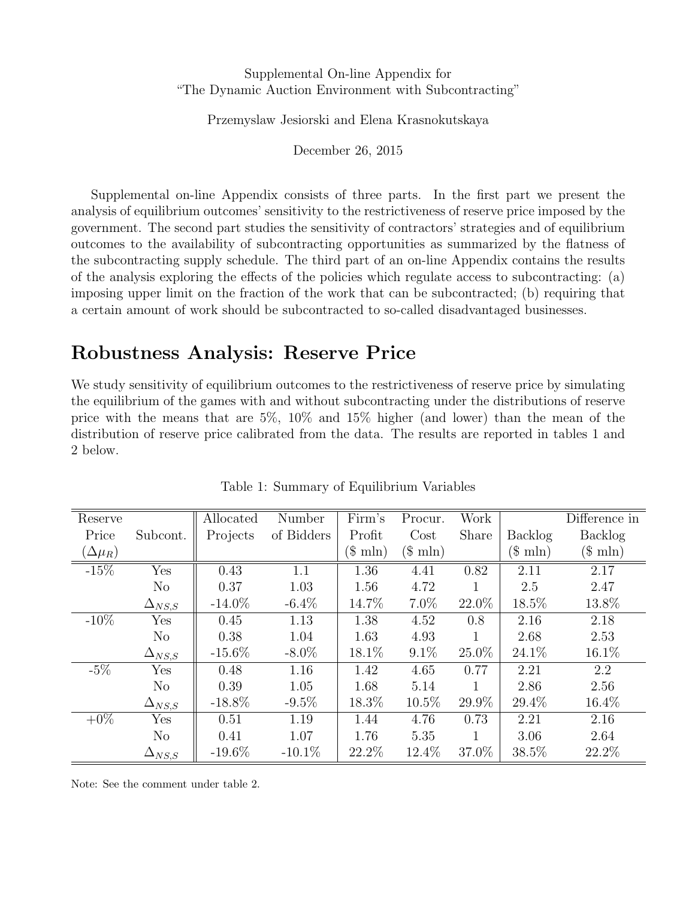Supplemental On-line Appendix for
"The Dynamic Auction Environment with Subcontracting"

Przemyslaw Jesiorski and Elena Krasnokutskaya

December 26, 2015

Supplemental on-line Appendix consists of three parts. In the first part we present the analysis of equilibrium outcomes' sensitivity to the restrictiveness of reserve price imposed by the government. The second part studies the sensitivity of contractors' strategies and of equilibrium outcomes to the availability of subcontracting opportunities as summarized by the flatness of the subcontracting supply schedule. The third part of an on-line Appendix contains the results of the analysis exploring the effects of the policies which regulate access to subcontracting: (a) imposing upper limit on the fraction of the work that can be subcontracted; (b) requiring that a certain amount of work should be subcontracted to so-called disadvantaged businesses.

# Robustness Analysis: Reserve Price

We study sensitivity of equilibrium outcomes to the restrictiveness of reserve price by simulating the equilibrium of the games with and without subcontracting under the distributions of reserve price with the means that are 5%, 10% and 15% higher (and lower) than the mean of the distribution of reserve price calibrated from the data. The results are reported in tables 1 and 2 below.

Table 1: Summary of Equilibrium Variables

| Reserve Price ($\Delta\mu_R$) | Subcont. | Allocated Projects | Number of Bidders | Firm's Profit (\$ mln) | Procur. Cost (\$ mln) | Work Share | Backlog (\$ mln) | Difference in Backlog (\$ mln) |
|---|---|---|---|---|---|---|---|---|
| -15% | Yes | 0.43 | 1.1 | 1.36 | 4.41 | 0.82 | 2.11 | 2.17 |
| | No | 0.37 | 1.03 | 1.56 | 4.72 | 1 | 2.5 | 2.47 |
| | $\Delta_{NS,S}$ | -14.0% | -6.4% | 14.7% | 7.0% | 22.0% | 18.5% | 13.8% |
| -10% | Yes | 0.45 | 1.13 | 1.38 | 4.52 | 0.8 | 2.16 | 2.18 |
| | No | 0.38 | 1.04 | 1.63 | 4.93 | 1 | 2.68 | 2.53 |
| | $\Delta_{NS,S}$ | -15.6% | -8.0% | 18.1% | 9.1% | 25.0% | 24.1% | 16.1% |
| -5% | Yes | 0.48 | 1.16 | 1.42 | 4.65 | 0.77 | 2.21 | 2.2 |
| | No | 0.39 | 1.05 | 1.68 | 5.14 | 1 | 2.86 | 2.56 |
| | $\Delta_{NS,S}$ | -18.8% | -9.5% | 18.3% | 10.5% | 29.9% | 29.4% | 16.4% |
| +0% | Yes | 0.51 | 1.19 | 1.44 | 4.76 | 0.73 | 2.21 | 2.16 |
| | No | 0.41 | 1.07 | 1.76 | 5.35 | 1 | 3.06 | 2.64 |
| | $\Delta_{NS,S}$ | -19.6% | -10.1% | 22.2% | 12.4% | 37.0% | 38.5% | 22.2% |

Note: See the comment under table 2.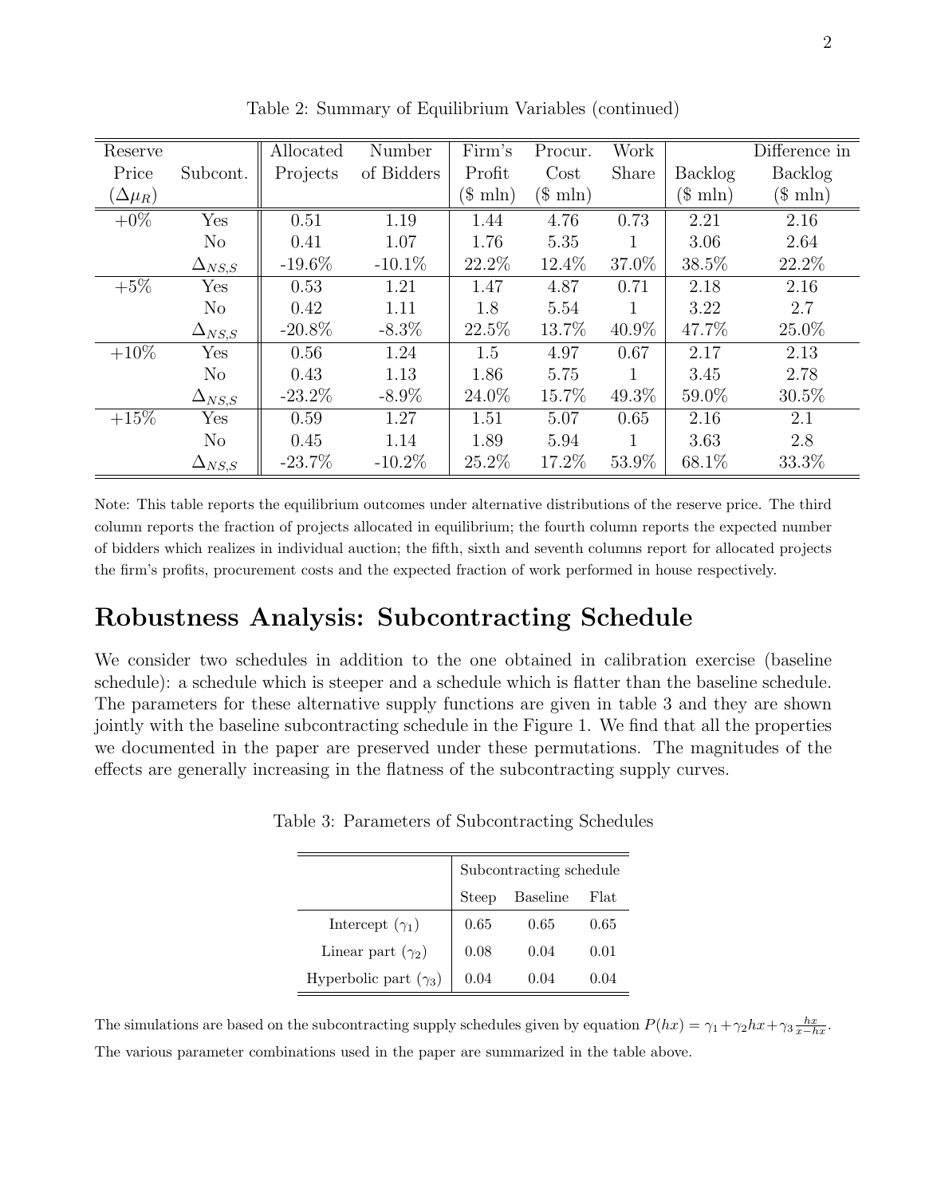Table 2: Summary of Equilibrium Variables (continued)

| Reserve Price ($\Delta\mu_R$) | Subcont. | Allocated Projects | Number of Bidders | Firm's Profit (\$ mln) | Procur. Cost (\$ mln) | Work Share | Backlog (\$ mln) | Difference in Backlog (\$ mln) |
|---|---|---|---|---|---|---|---|---|
| +0% | Yes | 0.51 | 1.19 | 1.44 | 4.76 | 0.73 | 2.21 | 2.16 |
| | No | 0.41 | 1.07 | 1.76 | 5.35 | 1 | 3.06 | 2.64 |
| | $\Delta_{NS,S}$ | -19.6% | -10.1% | 22.2% | 12.4% | 37.0% | 38.5% | 22.2% |
| +5% | Yes | 0.53 | 1.21 | 1.47 | 4.87 | 0.71 | 2.18 | 2.16 |
| | No | 0.42 | 1.11 | 1.8 | 5.54 | 1 | 3.22 | 2.7 |
| | $\Delta_{NS,S}$ | -20.8% | -8.3% | 22.5% | 13.7% | 40.9% | 47.7% | 25.0% |
| +10% | Yes | 0.56 | 1.24 | 1.5 | 4.97 | 0.67 | 2.17 | 2.13 |
| | No | 0.43 | 1.13 | 1.86 | 5.75 | 1 | 3.45 | 2.78 |
| | $\Delta_{NS,S}$ | -23.2% | -8.9% | 24.0% | 15.7% | 49.3% | 59.0% | 30.5% |
| +15% | Yes | 0.59 | 1.27 | 1.51 | 5.07 | 0.65 | 2.16 | 2.1 |
| | No | 0.45 | 1.14 | 1.89 | 5.94 | 1 | 3.63 | 2.8 |
| | $\Delta_{NS,S}$ | -23.7% | -10.2% | 25.2% | 17.2% | 53.9% | 68.1% | 33.3% |

Note: This table reports the equilibrium outcomes under alternative distributions of the reserve price. The third column reports the fraction of projects allocated in equilibrium; the fourth column reports the expected number of bidders which realizes in individual auction; the fifth, sixth and seventh columns report for allocated projects the firm's profits, procurement costs and the expected fraction of work performed in house respectively.

# Robustness Analysis: Subcontracting Schedule

We consider two schedules in addition to the one obtained in calibration exercise (baseline schedule): a schedule which is steeper and a schedule which is flatter than the baseline schedule. The parameters for these alternative supply functions are given in table 3 and they are shown jointly with the baseline subcontracting schedule in the Figure 1. We find that all the properties we documented in the paper are preserved under these permutations. The magnitudes of the effects are generally increasing in the flatness of the subcontracting supply curves.

Table 3: Parameters of Subcontracting Schedules

| | Subcontracting schedule | | |
|---|---|---|---|
| | Steep | Baseline | Flat |
| Intercept ($\gamma_1$) | 0.65 | 0.65 | 0.65 |
| Linear part ($\gamma_2$) | 0.08 | 0.04 | 0.01 |
| Hyperbolic part ($\gamma_3$) | 0.04 | 0.04 | 0.04 |

The simulations are based on the subcontracting supply schedules given by equation $P(hx) = \gamma_1 + \gamma_2 hx + \gamma_3 \frac{hx}{x-hx}$. The various parameter combinations used in the paper are summarized in the table above.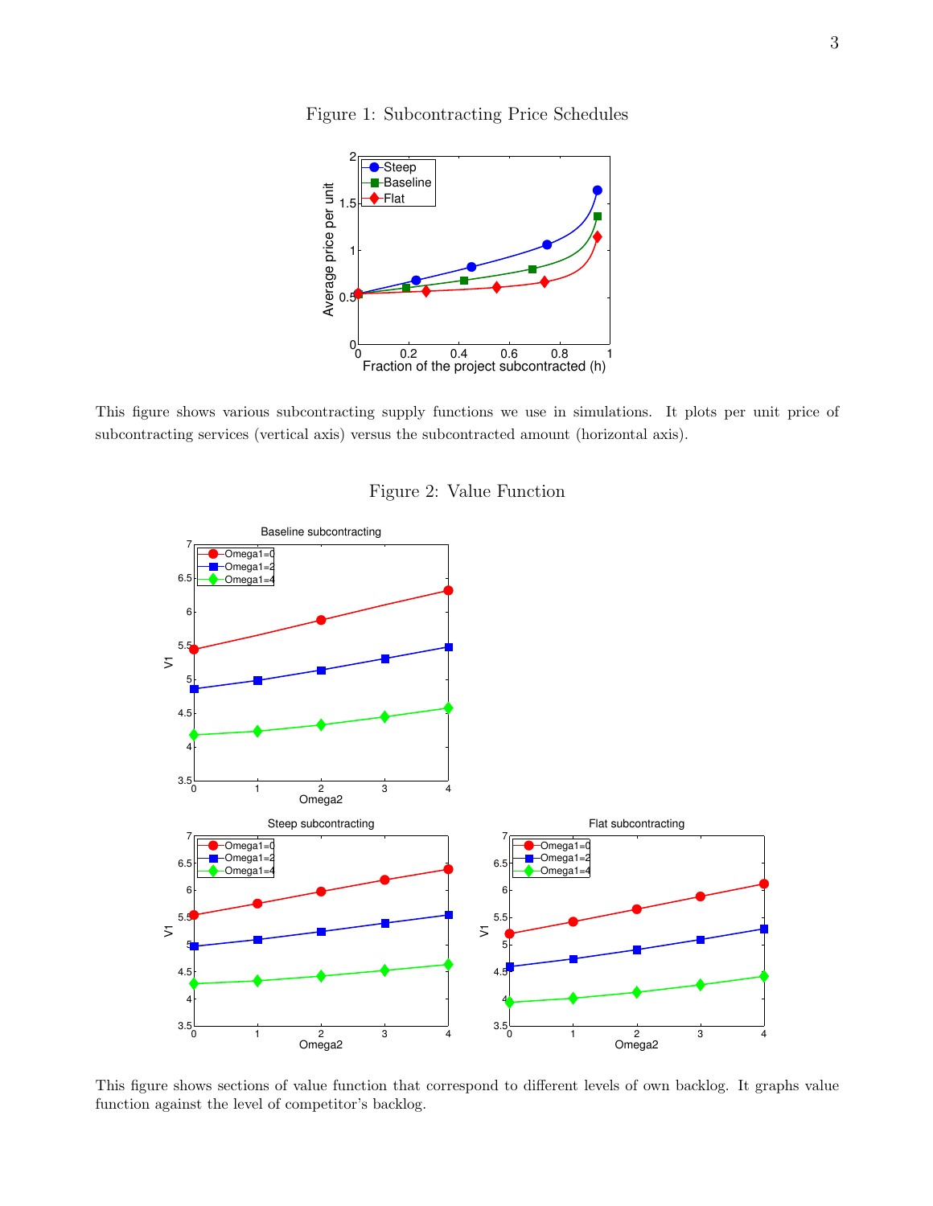Figure 1: Subcontracting Price Schedules

Steep
Baseline
Flat

Average price per unit

0
0.5
1
1.5
2

0
0.2
0.4
0.6
0.8
1

Fraction of the project subcontracted (h)

This figure shows various subcontracting supply functions we use in simulations. It plots per unit price of subcontracting services (vertical axis) versus the subcontracted amount (horizontal axis).

Figure 2: Value Function

Baseline subcontracting

Omega1=0
Omega1=2
Omega1=4

V1

3.5
4
4.5
5
5.5
6
6.5
7

0
1
2
3
4

Omega2

Steep subcontracting

Omega1=0
Omega1=2
Omega1=4

V1

3.5
4
4.5
5
5.5
6
6.5
7

0
1
2
3
4

Omega2

Flat subcontracting

Omega1=0
Omega1=2
Omega1=4

V1

3.5
4
4.5
5
5.5
6
6.5
7

0
1
2
3
4

Omega2

This figure shows sections of value function that correspond to different levels of own backlog. It graphs value function against the level of competitor's backlog.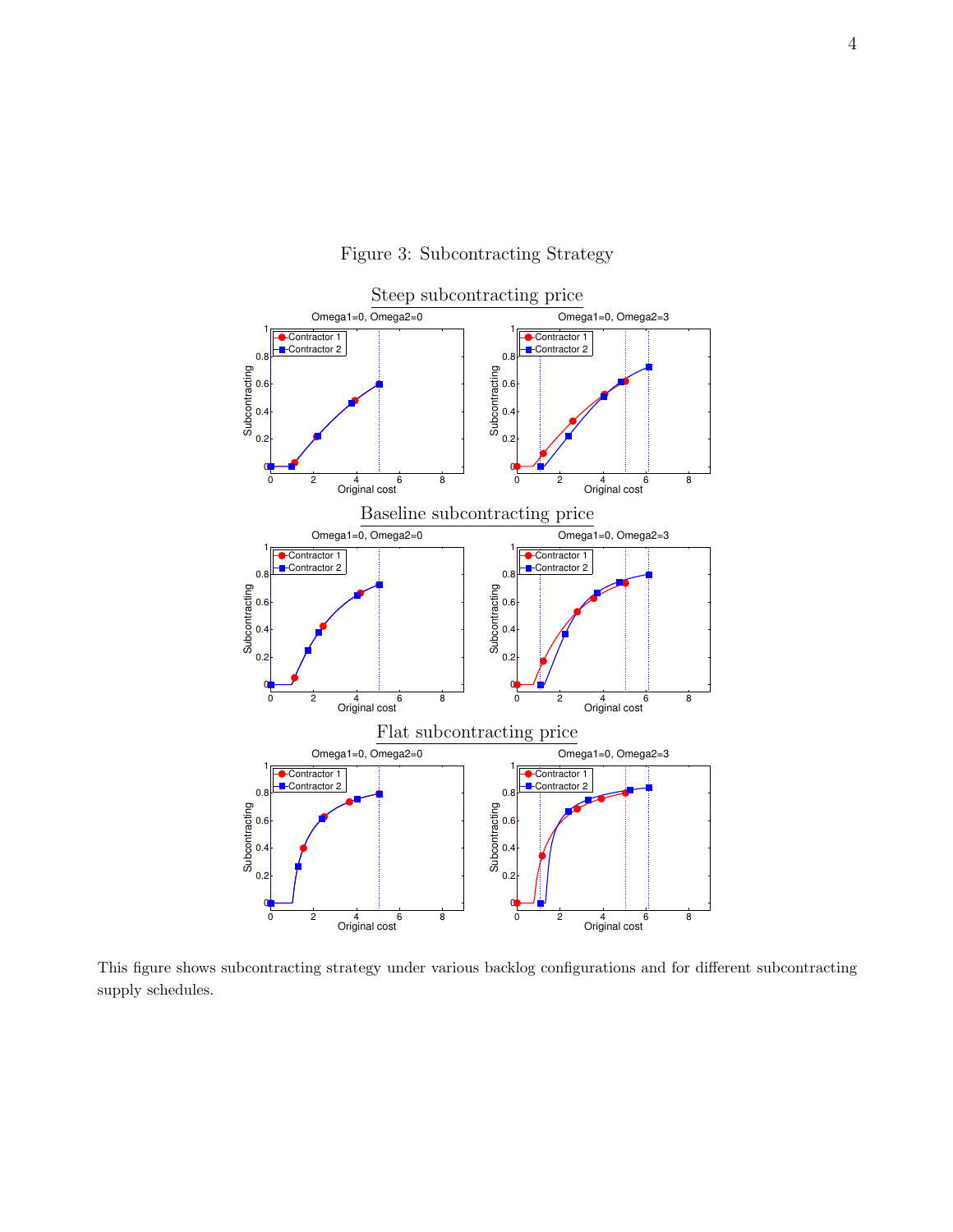Figure 3: Subcontracting Strategy

Steep subcontracting price

Omega1=0, Omega2=0

Contractor 1
Contractor 2

Subcontracting

0
0.2
0.4
0.6
0.8
1

0
2
4
6
8

Original cost

Omega1=0, Omega2=3

Contractor 1
Contractor 2

Subcontracting

0
0.2
0.4
0.6
0.8
1

0
2
4
6
8

Original cost

Baseline subcontracting price

Omega1=0, Omega2=0

Contractor 1
Contractor 2

Subcontracting

0
0.2
0.4
0.6
0.8
1

0
2
4
6
8

Original cost

Omega1=0, Omega2=3

Contractor 1
Contractor 2

Subcontracting

0
0.2
0.4
0.6
0.8
1

0
2
4
6
8

Original cost

Flat subcontracting price

Omega1=0, Omega2=0

Contractor 1
Contractor 2

Subcontracting

0
0.2
0.4
0.6
0.8
1

0
2
4
6
8

Original cost

Omega1=0, Omega2=3

Contractor 1
Contractor 2

Subcontracting

0
0.2
0.4
0.6
0.8
1

0
2
4
6
8

Original cost

This figure shows subcontracting strategy under various backlog configurations and for different subcontracting supply schedules.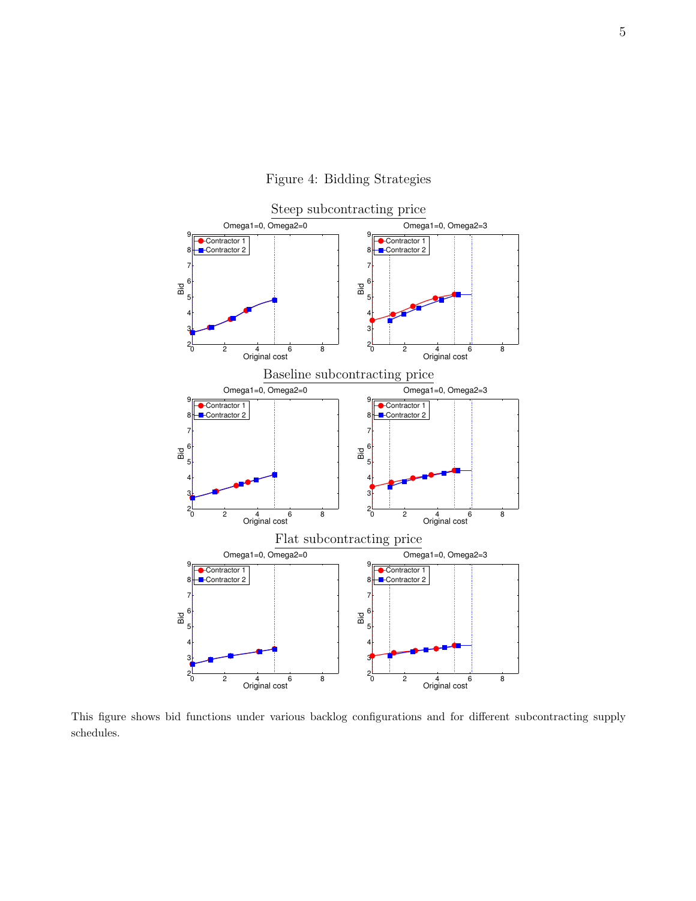Figure 4: Bidding Strategies

Steep subcontracting price

Omega1=0, Omega2=0

Contractor 1
Contractor 2

Bid

Original cost

Omega1=0, Omega2=3

Contractor 1
Contractor 2

Bid

Original cost

Baseline subcontracting price

Omega1=0, Omega2=0

Contractor 1
Contractor 2

Bid

Original cost

Omega1=0, Omega2=3

Contractor 1
Contractor 2

Bid

Original cost

Flat subcontracting price

Omega1=0, Omega2=0

Contractor 1
Contractor 2

Bid

Original cost

Omega1=0, Omega2=3

Contractor 1
Contractor 2

Bid

Original cost

This figure shows bid functions under various backlog configurations and for different subcontracting supply schedules.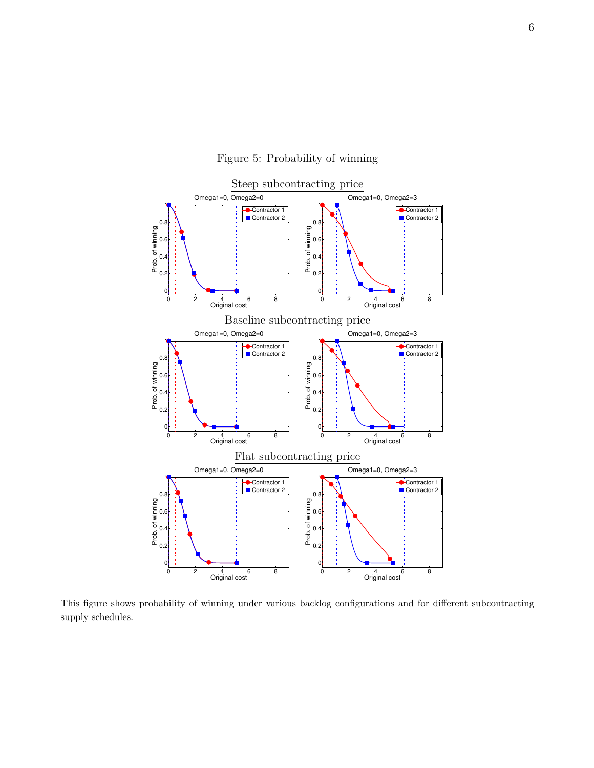Figure 5: Probability of winning

Steep subcontracting price

Omega1=0, Omega2=0

Contractor 1
Contractor 2

Prob. of winning

Original cost

0 0.2 0.4 0.6 0.8 1

0 2 4 6 8

Omega1=0, Omega2=3

Contractor 1
Contractor 2

Prob. of winning

Original cost

Baseline subcontracting price

Omega1=0, Omega2=0

Contractor 1
Contractor 2

Prob. of winning

Original cost

Omega1=0, Omega2=3

Contractor 1
Contractor 2

Prob. of winning

Original cost

Flat subcontracting price

Omega1=0, Omega2=0

Contractor 1
Contractor 2

Prob. of winning

Original cost

Omega1=0, Omega2=3

Contractor 1
Contractor 2

Prob. of winning

Original cost

This figure shows probability of winning under various backlog configurations and for different subcontracting supply schedules.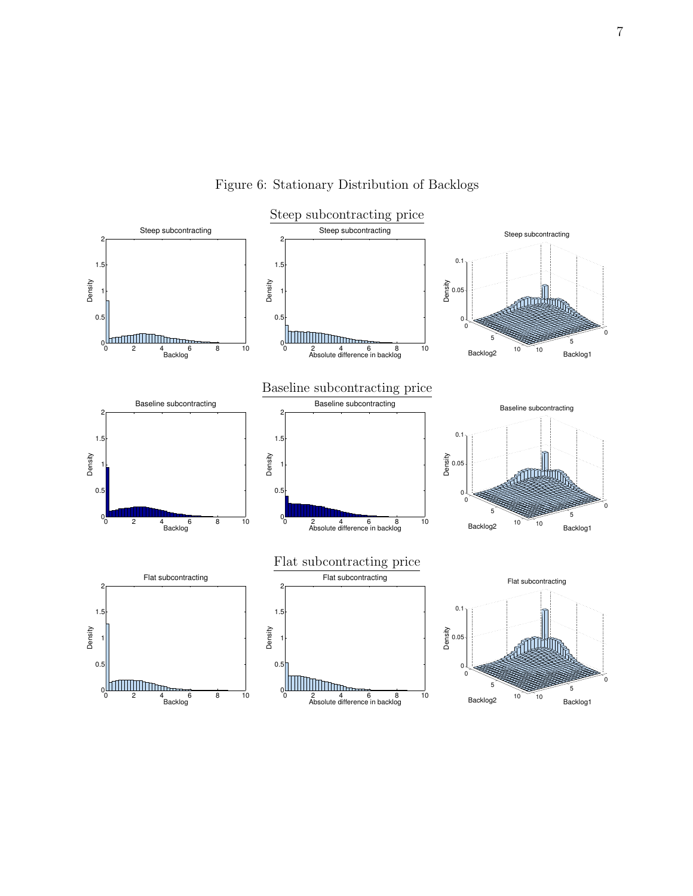Figure 6: Stationary Distribution of Backlogs

Steep subcontracting price

Steep subcontracting

Density

0
0.5
1
1.5
2

0
2
4
6
8
10

Backlog

Steep subcontracting

Density

0
0.5
1
1.5
2

0
2
4
6
8
10

Absolute difference in backlog

Steep subcontracting

Density

0
0.05
0.1

Backlog2

0
5
10

Backlog1

10
5
0

Baseline subcontracting price

Baseline subcontracting

Density

0
0.5
1
1.5
2

0
2
4
6
8
10

Backlog

Baseline subcontracting

Density

0
0.5
1
1.5
2

0
2
4
6
8
10

Absolute difference in backlog

Baseline subcontracting

Density

0
0.05
0.1

Backlog2

0
5
10

Backlog1

10
5
0

Flat subcontracting price

Flat subcontracting

Density

0
0.5
1
1.5
2

0
2
4
6
8
10

Backlog

Flat subcontracting

Density

0
0.5
1
1.5
2

0
2
4
6
8
10

Absolute difference in backlog

Flat subcontracting

Density

0
0.05
0.1

Backlog2

0
5
10

Backlog1

10
5
0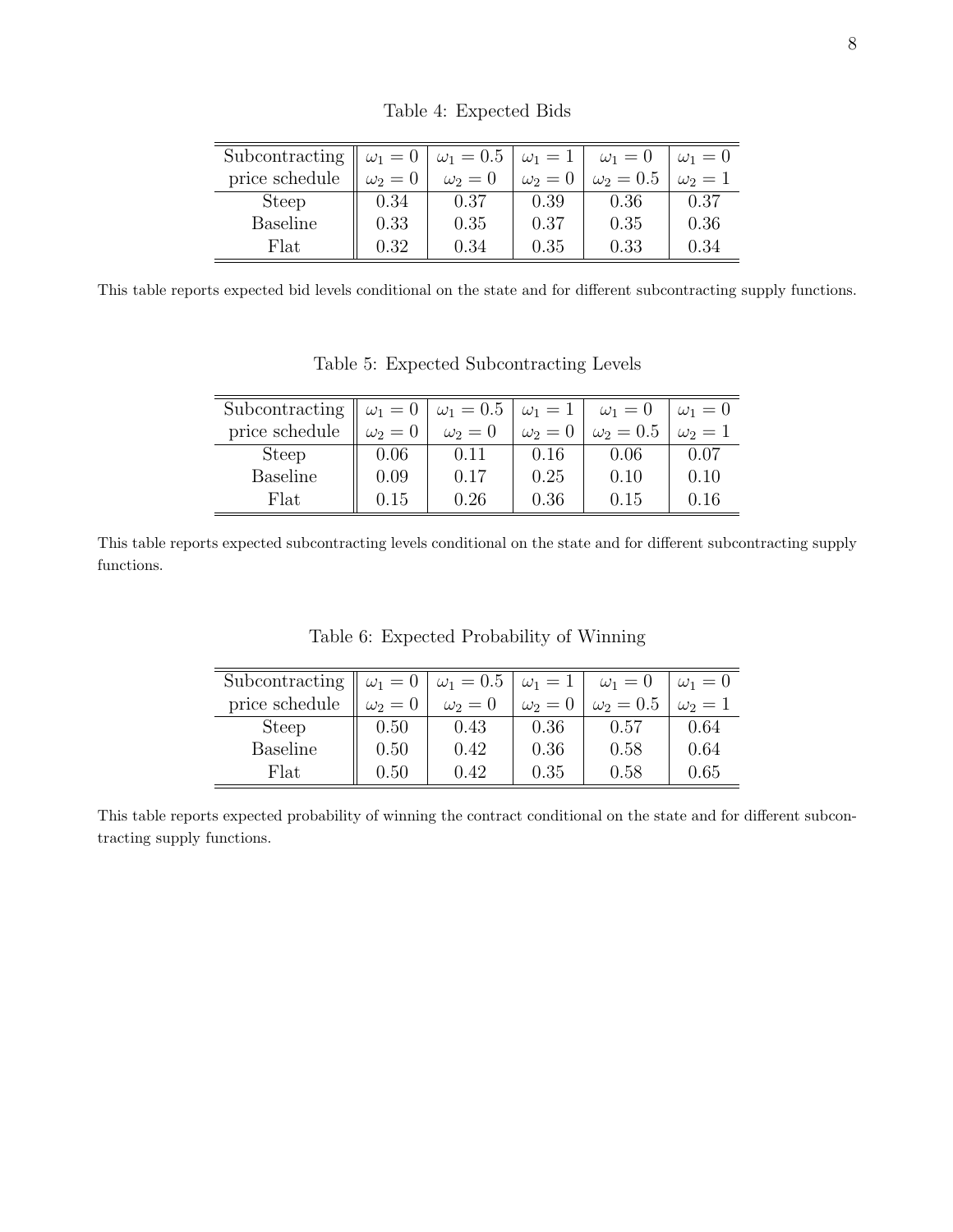Table 4: Expected Bids

| Subcontracting price schedule | $\omega_1 = 0$ $\omega_2 = 0$ | $\omega_1 = 0.5$ $\omega_2 = 0$ | $\omega_1 = 1$ $\omega_2 = 0$ | $\omega_1 = 0$ $\omega_2 = 0.5$ | $\omega_1 = 0$ $\omega_2 = 1$ |
|---|---|---|---|---|---|
| Steep | 0.34 | 0.37 | 0.39 | 0.36 | 0.37 |
| Baseline | 0.33 | 0.35 | 0.37 | 0.35 | 0.36 |
| Flat | 0.32 | 0.34 | 0.35 | 0.33 | 0.34 |

This table reports expected bid levels conditional on the state and for different subcontracting supply functions.

Table 5: Expected Subcontracting Levels

| Subcontracting price schedule | $\omega_1 = 0$ $\omega_2 = 0$ | $\omega_1 = 0.5$ $\omega_2 = 0$ | $\omega_1 = 1$ $\omega_2 = 0$ | $\omega_1 = 0$ $\omega_2 = 0.5$ | $\omega_1 = 0$ $\omega_2 = 1$ |
|---|---|---|---|---|---|
| Steep | 0.06 | 0.11 | 0.16 | 0.06 | 0.07 |
| Baseline | 0.09 | 0.17 | 0.25 | 0.10 | 0.10 |
| Flat | 0.15 | 0.26 | 0.36 | 0.15 | 0.16 |

This table reports expected subcontracting levels conditional on the state and for different subcontracting supply functions.

Table 6: Expected Probability of Winning

| Subcontracting price schedule | $\omega_1 = 0$ $\omega_2 = 0$ | $\omega_1 = 0.5$ $\omega_2 = 0$ | $\omega_1 = 1$ $\omega_2 = 0$ | $\omega_1 = 0$ $\omega_2 = 0.5$ | $\omega_1 = 0$ $\omega_2 = 1$ |
|---|---|---|---|---|---|
| Steep | 0.50 | 0.43 | 0.36 | 0.57 | 0.64 |
| Baseline | 0.50 | 0.42 | 0.36 | 0.58 | 0.64 |
| Flat | 0.50 | 0.42 | 0.35 | 0.58 | 0.65 |

This table reports expected probability of winning the contract conditional on the state and for different subcontracting supply functions.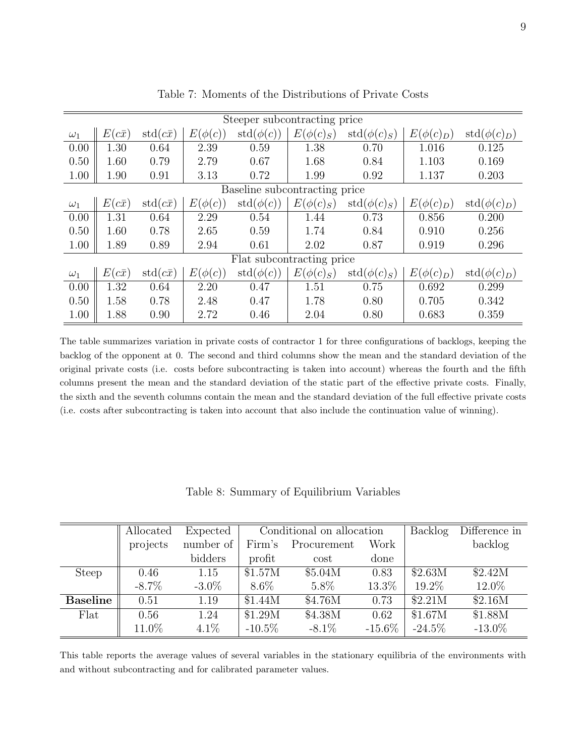Table 7: Moments of the Distributions of Private Costs

| $\omega_1$ | $E(c\bar{x})$ | $\text{std}(c\bar{x})$ | $E(\phi(c))$ | $\text{std}(\phi(c))$ | $E(\phi(c)_S)$ | $\text{std}(\phi(c)_S)$ | $E(\phi(c)_D)$ | $\text{std}(\phi(c)_D)$ |
|---|---|---|---|---|---|---|---|---|
| Steeper subcontracting price | | | | | | | | |
| 0.00 | 1.30 | 0.64 | 2.39 | 0.59 | 1.38 | 0.70 | 1.016 | 0.125 |
| 0.50 | 1.60 | 0.79 | 2.79 | 0.67 | 1.68 | 0.84 | 1.103 | 0.169 |
| 1.00 | 1.90 | 0.91 | 3.13 | 0.72 | 1.99 | 0.92 | 1.137 | 0.203 |
| Baseline subcontracting price | | | | | | | | |
| 0.00 | 1.31 | 0.64 | 2.29 | 0.54 | 1.44 | 0.73 | 0.856 | 0.200 |
| 0.50 | 1.60 | 0.78 | 2.65 | 0.59 | 1.74 | 0.84 | 0.910 | 0.256 |
| 1.00 | 1.89 | 0.89 | 2.94 | 0.61 | 2.02 | 0.87 | 0.919 | 0.296 |
| Flat subcontracting price | | | | | | | | |
| 0.00 | 1.32 | 0.64 | 2.20 | 0.47 | 1.51 | 0.75 | 0.692 | 0.299 |
| 0.50 | 1.58 | 0.78 | 2.48 | 0.47 | 1.78 | 0.80 | 0.705 | 0.342 |
| 1.00 | 1.88 | 0.90 | 2.72 | 0.46 | 2.04 | 0.80 | 0.683 | 0.359 |

The table summarizes variation in private costs of contractor 1 for three configurations of backlogs, keeping the backlog of the opponent at 0. The second and third columns show the mean and the standard deviation of the original private costs (i.e. costs before subcontracting is taken into account) whereas the fourth and the fifth columns present the mean and the standard deviation of the static part of the effective private costs. Finally, the sixth and the seventh columns contain the mean and the standard deviation of the full effective private costs (i.e. costs after subcontracting is taken into account that also include the continuation value of winning).

Table 8: Summary of Equilibrium Variables

| | Allocated projects | Expected number of bidders | Conditional on allocation: Firm's profit | Conditional on allocation: Procurement cost | Conditional on allocation: Work done | Backlog | Difference in backlog |
|---|---|---|---|---|---|---|---|
| Steep | 0.46 | 1.15 | \$1.57M | \$5.04M | 0.83 | \$2.63M | \$2.42M |
| | -8.7% | -3.0% | 8.6% | 5.8% | 13.3% | 19.2% | 12.0% |
| **Baseline** | 0.51 | 1.19 | \$1.44M | \$4.76M | 0.73 | \$2.21M | \$2.16M |
| Flat | 0.56 | 1.24 | \$1.29M | \$4.38M | 0.62 | \$1.67M | \$1.88M |
| | 11.0% | 4.1% | -10.5% | -8.1% | -15.6% | -24.5% | -13.0% |

This table reports the average values of several variables in the stationary equilibria of the environments with and without subcontracting and for calibrated parameter values.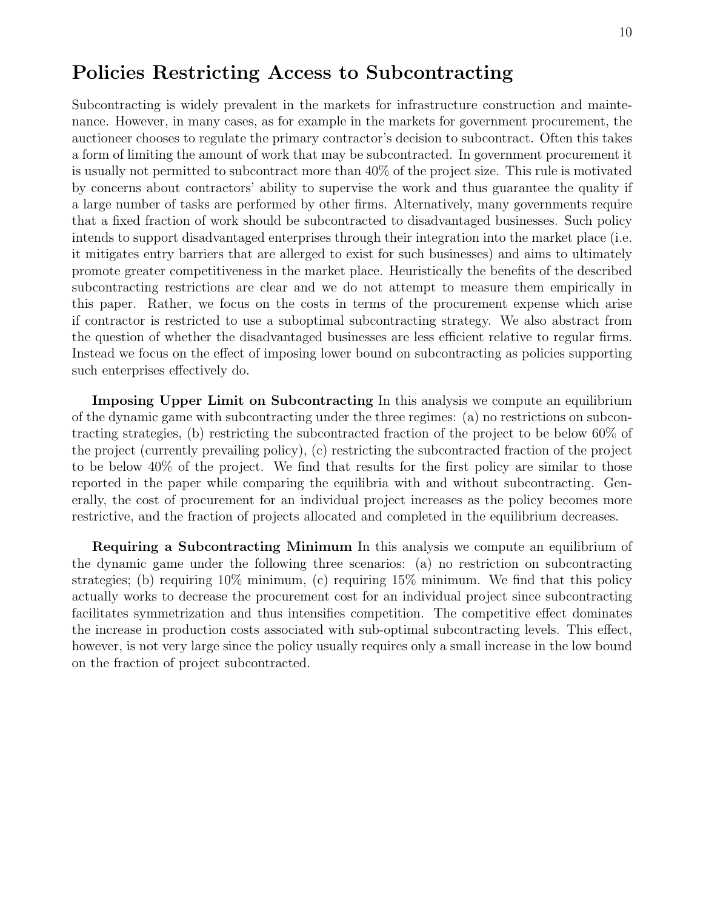## Policies Restricting Access to Subcontracting

Subcontracting is widely prevalent in the markets for infrastructure construction and maintenance. However, in many cases, as for example in the markets for government procurement, the auctioneer chooses to regulate the primary contractor's decision to subcontract. Often this takes a form of limiting the amount of work that may be subcontracted. In government procurement it is usually not permitted to subcontract more than 40% of the project size. This rule is motivated by concerns about contractors' ability to supervise the work and thus guarantee the quality if a large number of tasks are performed by other firms. Alternatively, many governments require that a fixed fraction of work should be subcontracted to disadvantaged businesses. Such policy intends to support disadvantaged enterprises through their integration into the market place (i.e. it mitigates entry barriers that are allerged to exist for such businesses) and aims to ultimately promote greater competitiveness in the market place. Heuristically the benefits of the described subcontracting restrictions are clear and we do not attempt to measure them empirically in this paper. Rather, we focus on the costs in terms of the procurement expense which arise if contractor is restricted to use a suboptimal subcontracting strategy. We also abstract from the question of whether the disadvantaged businesses are less efficient relative to regular firms. Instead we focus on the effect of imposing lower bound on subcontracting as policies supporting such enterprises effectively do.

**Imposing Upper Limit on Subcontracting** In this analysis we compute an equilibrium of the dynamic game with subcontracting under the three regimes: (a) no restrictions on subcontracting strategies, (b) restricting the subcontracted fraction of the project to be below 60% of the project (currently prevailing policy), (c) restricting the subcontracted fraction of the project to be below 40% of the project. We find that results for the first policy are similar to those reported in the paper while comparing the equilibria with and without subcontracting. Generally, the cost of procurement for an individual project increases as the policy becomes more restrictive, and the fraction of projects allocated and completed in the equilibrium decreases.

**Requiring a Subcontracting Minimum** In this analysis we compute an equilibrium of the dynamic game under the following three scenarios: (a) no restriction on subcontracting strategies; (b) requiring 10% minimum, (c) requiring 15% minimum. We find that this policy actually works to decrease the procurement cost for an individual project since subcontracting facilitates symmetrization and thus intensifies competition. The competitive effect dominates the increase in production costs associated with sub-optimal subcontracting levels. This effect, however, is not very large since the policy usually requires only a small increase in the low bound on the fraction of project subcontracted.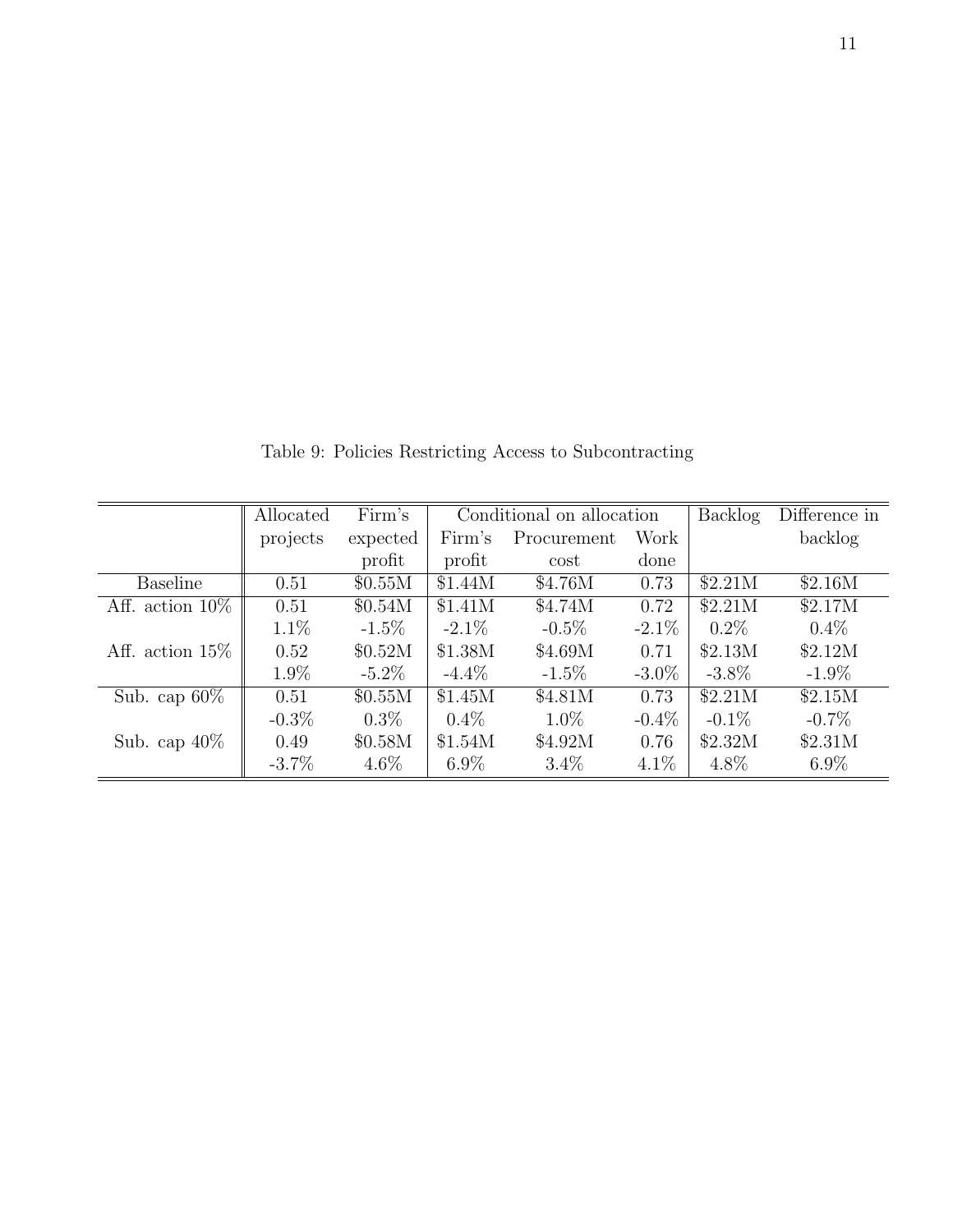Table 9: Policies Restricting Access to Subcontracting

| | Allocated projects | Firm's expected profit | Conditional on allocation | | | Backlog | Difference in backlog |
|---|---|---|---|---|---|---|---|
| | | | Firm's profit | Procurement cost | Work done | | |
| Baseline | 0.51 | \$0.55M | \$1.44M | \$4.76M | 0.73 | \$2.21M | \$2.16M |
| Aff. action 10% | 0.51 | \$0.54M | \$1.41M | \$4.74M | 0.72 | \$2.21M | \$2.17M |
| | 1.1% | -1.5% | -2.1% | -0.5% | -2.1% | 0.2% | 0.4% |
| Aff. action 15% | 0.52 | \$0.52M | \$1.38M | \$4.69M | 0.71 | \$2.13M | \$2.12M |
| | 1.9% | -5.2% | -4.4% | -1.5% | -3.0% | -3.8% | -1.9% |
| Sub. cap 60% | 0.51 | \$0.55M | \$1.45M | \$4.81M | 0.73 | \$2.21M | \$2.15M |
| | -0.3% | 0.3% | 0.4% | 1.0% | -0.4% | -0.1% | -0.7% |
| Sub. cap 40% | 0.49 | \$0.58M | \$1.54M | \$4.92M | 0.76 | \$2.32M | \$2.31M |
| | -3.7% | 4.6% | 6.9% | 3.4% | 4.1% | 4.8% | 6.9% |